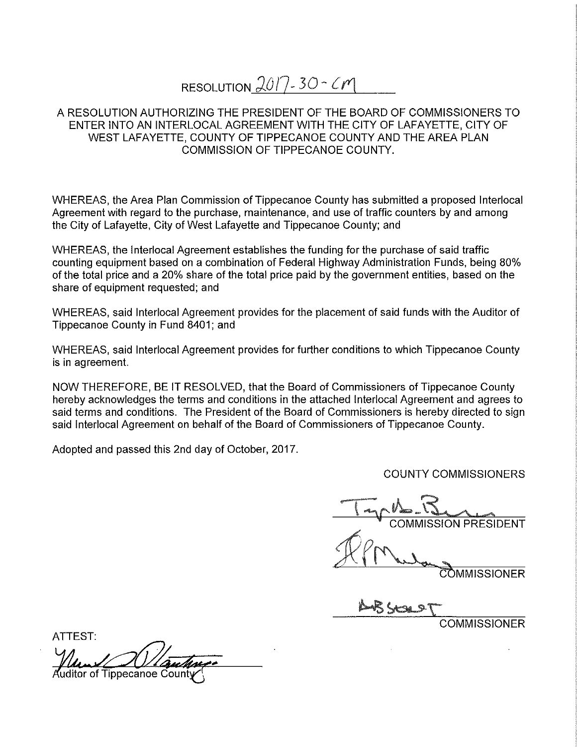# RESOLUTION 2017-30-CM

## A RESOLUTION AUTHORIZING THE PRESIDENT OF THE BOARD OF COMMISSIONERS TO ENTER INTO AN INTERLOCAL AGREEMENT WITH THE CITY OF LAFAYETTE, CITY OF WEST LAFAYETTE, COUNTY OF TIPPECANOE COUNTY AND THE AREA PLAN COMMISSION OF TIPPECANOE COUNTY.

WHEREAS, the Area Plan Commission of Tippecanoe County has submitted a proposed Interlocal Agreement with regard to the purchase, maintenance, and use of traffic counters by and among the City of Lafayette, City of West Lafayette and Tippecanoe County; and

WHEREAS, the Interlocal Agreement establishes the funding for the purchase of said traffic counting equipment based on a combination of Federal Highway Administration Funds, being 80% of the total price and a 20% share of the total price paid by the government entities, based on the share of equipment requested; and

WHEREAS, said Interlocal Agreement provides for the placement of said funds with the Auditor of Tippecanoe County in Fund 8401; and

WHEREAS, said Interlocal Agreement provides for further conditions to which Tippecanoe County is in agreement.

NOW THEREFORE, BE IT RESOLVED, that the Board of Commissioners of Tippecanoe County hereby acknowledges the terms and conditions in the attached Interlocal Agreement and agrees to said terms and conditions. The President of the Board of Commissioners is hereby directed to sign said Interlocal Agreement on behalf of the Board of Commissioners of Tippecanoe County.

Adopted and passed this 2nd day of October, 2017.

COUNTY COMMISSIONERS

_______________________
COMMISSION PRESIDENT

_______________________
COMMISSIONER

ABSENT
_______________________
COMMISSIONER

ATTEST:

_______________________
Auditor of Tippecanoe County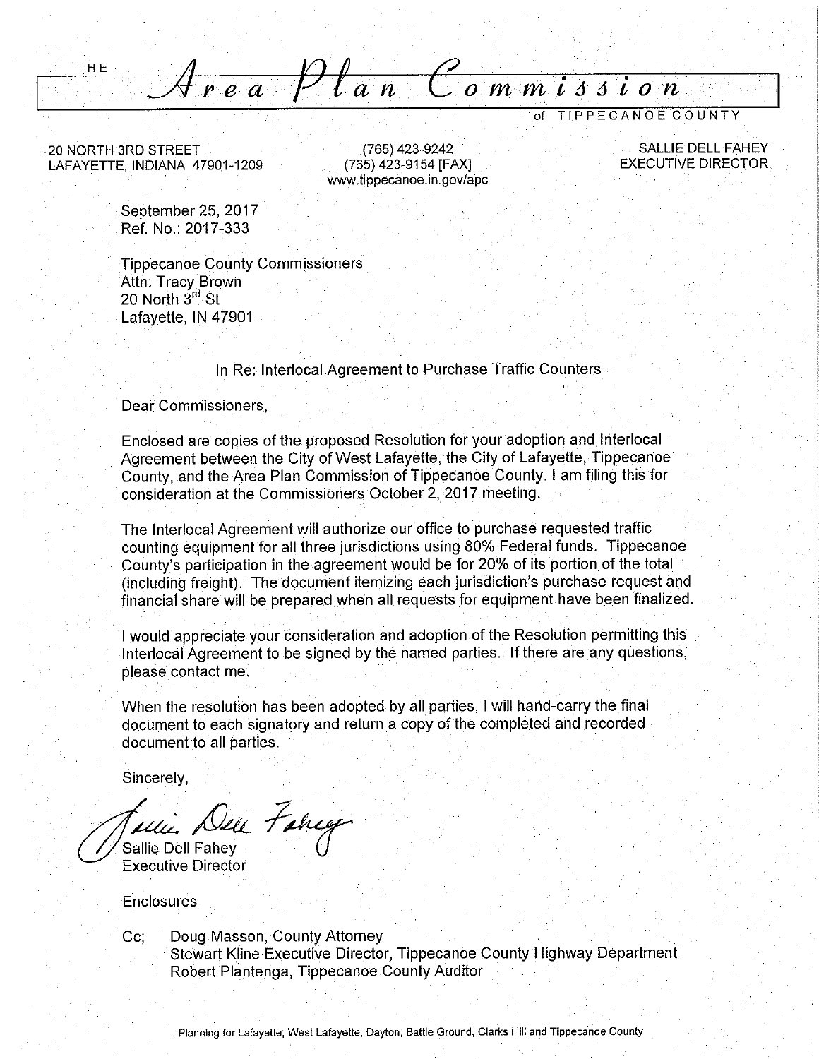THE

# Area Plan Commission

of TIPPECANOE COUNTY

20 NORTH 3RD STREET
LAFAYETTE, INDIANA 47901-1209

(765) 423-9242
(765) 423-9154 [FAX]
www.tippecanoe.in.gov/apc

SALLIE DELL FAHEY
EXECUTIVE DIRECTOR

September 25, 2017
Ref. No.: 2017-333

Tippecanoe County Commissioners
Attn: Tracy Brown
20 North 3rd St
Lafayette, IN 47901

In Re: Interlocal Agreement to Purchase Traffic Counters

Dear Commissioners,

Enclosed are copies of the proposed Resolution for your adoption and Interlocal Agreement between the City of West Lafayette, the City of Lafayette, Tippecanoe County, and the Area Plan Commission of Tippecanoe County. I am filing this for consideration at the Commissioners October 2, 2017 meeting.

The Interlocal Agreement will authorize our office to purchase requested traffic counting equipment for all three jurisdictions using 80% Federal funds. Tippecanoe County's participation in the agreement would be for 20% of its portion of the total (including freight). The document itemizing each jurisdiction's purchase request and financial share will be prepared when all requests for equipment have been finalized.

I would appreciate your consideration and adoption of the Resolution permitting this Interlocal Agreement to be signed by the named parties. If there are any questions, please contact me.

When the resolution has been adopted by all parties, I will hand-carry the final document to each signatory and return a copy of the completed and recorded document to all parties.

Sincerely,

Sallie Dell Fahey
Executive Director

Enclosures

Cc; Doug Masson, County Attorney
Stewart Kline Executive Director, Tippecanoe County Highway Department
Robert Plantenga, Tippecanoe County Auditor

Planning for Lafayette, West Lafayette, Dayton, Battle Ground, Clarks Hill and Tippecanoe County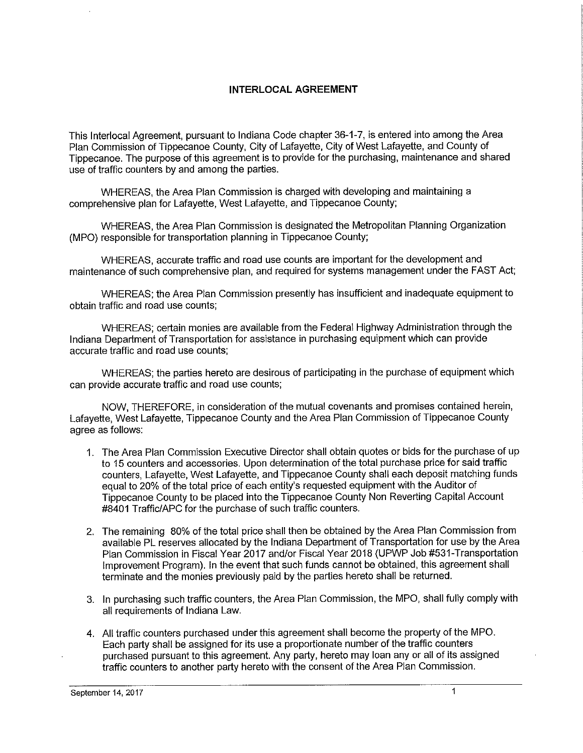## INTERLOCAL AGREEMENT

This Interlocal Agreement, pursuant to Indiana Code chapter 36-1-7, is entered into among the Area Plan Commission of Tippecanoe County, City of Lafayette, City of West Lafayette, and County of Tippecanoe. The purpose of this agreement is to provide for the purchasing, maintenance and shared use of traffic counters by and among the parties.

WHEREAS, the Area Plan Commission is charged with developing and maintaining a comprehensive plan for Lafayette, West Lafayette, and Tippecanoe County;

WHEREAS, the Area Plan Commission is designated the Metropolitan Planning Organization (MPO) responsible for transportation planning in Tippecanoe County;

WHEREAS, accurate traffic and road use counts are important for the development and maintenance of such comprehensive plan, and required for systems management under the FAST Act;

WHEREAS; the Area Plan Commission presently has insufficient and inadequate equipment to obtain traffic and road use counts;

WHEREAS; certain monies are available from the Federal Highway Administration through the Indiana Department of Transportation for assistance in purchasing equipment which can provide accurate traffic and road use counts;

WHEREAS; the parties hereto are desirous of participating in the purchase of equipment which can provide accurate traffic and road use counts;

NOW, THEREFORE, in consideration of the mutual covenants and promises contained herein, Lafayette, West Lafayette, Tippecanoe County and the Area Plan Commission of Tippecanoe County agree as follows:

1. The Area Plan Commission Executive Director shall obtain quotes or bids for the purchase of up to 15 counters and accessories. Upon determination of the total purchase price for said traffic counters, Lafayette, West Lafayette, and Tippecanoe County shall each deposit matching funds equal to 20% of the total price of each entity's requested equipment with the Auditor of Tippecanoe County to be placed into the Tippecanoe County Non Reverting Capital Account #8401 Traffic/APC for the purchase of such traffic counters.

2. The remaining 80% of the total price shall then be obtained by the Area Plan Commission from available PL reserves allocated by the Indiana Department of Transportation for use by the Area Plan Commission in Fiscal Year 2017 and/or Fiscal Year 2018 (UPWP Job #531-Transportation Improvement Program). In the event that such funds cannot be obtained, this agreement shall terminate and the monies previously paid by the parties hereto shall be returned.

3. In purchasing such traffic counters, the Area Plan Commission, the MPO, shall fully comply with all requirements of Indiana Law.

4. All traffic counters purchased under this agreement shall become the property of the MPO. Each party shall be assigned for its use a proportionate number of the traffic counters purchased pursuant to this agreement. Any party, hereto may loan any or all of its assigned traffic counters to another party hereto with the consent of the Area Plan Commission.

September 14, 2017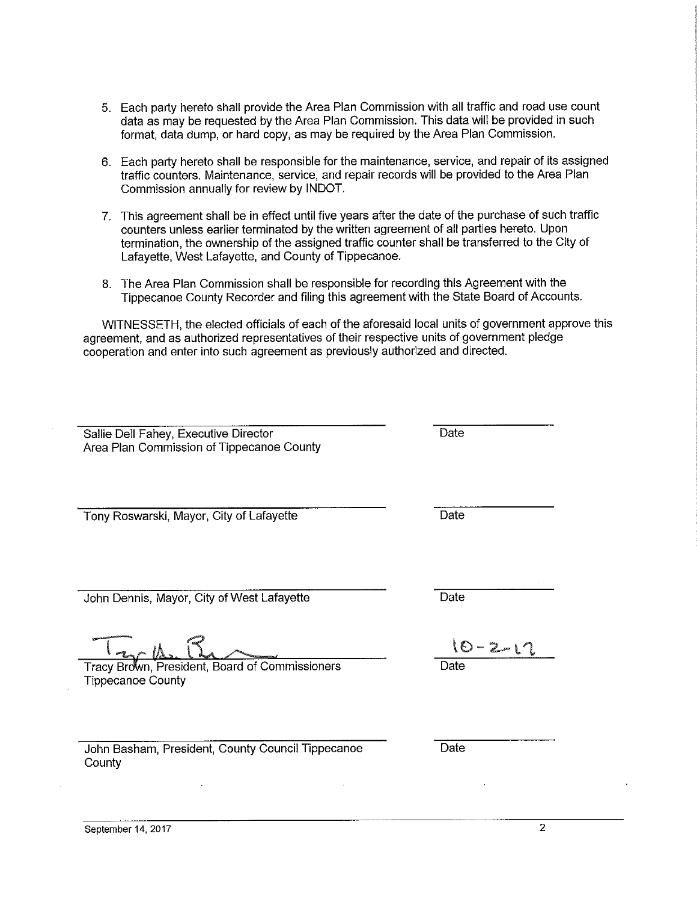5. Each party hereto shall provide the Area Plan Commission with all traffic and road use count data as may be requested by the Area Plan Commission. This data will be provided in such format, data dump, or hard copy, as may be required by the Area Plan Commission.

6. Each party hereto shall be responsible for the maintenance, service, and repair of its assigned traffic counters. Maintenance, service, and repair records will be provided to the Area Plan Commission annually for review by INDOT.

7. This agreement shall be in effect until five years after the date of the purchase of such traffic counters unless earlier terminated by the written agreement of all parties hereto. Upon termination, the ownership of the assigned traffic counter shall be transferred to the City of Lafayette, West Lafayette, and County of Tippecanoe.

8. The Area Plan Commission shall be responsible for recording this Agreement with the Tippecanoe County Recorder and filing this agreement with the State Board of Accounts.

WITNESSETH, the elected officials of each of the aforesaid local units of government approve this agreement, and as authorized representatives of their respective units of government pledge cooperation and enter into such agreement as previously authorized and directed.

Sallie Dell Fahey, Executive Director
Area Plan Commission of Tippecanoe County

Date

Tony Roswarski, Mayor, City of Lafayette

Date

John Dennis, Mayor, City of West Lafayette

Date

Tracy Brown, President, Board of Commissioners
Tippecanoe County

10-2-17
Date

John Basham, President, County Council Tippecanoe County

Date

September 14, 2017